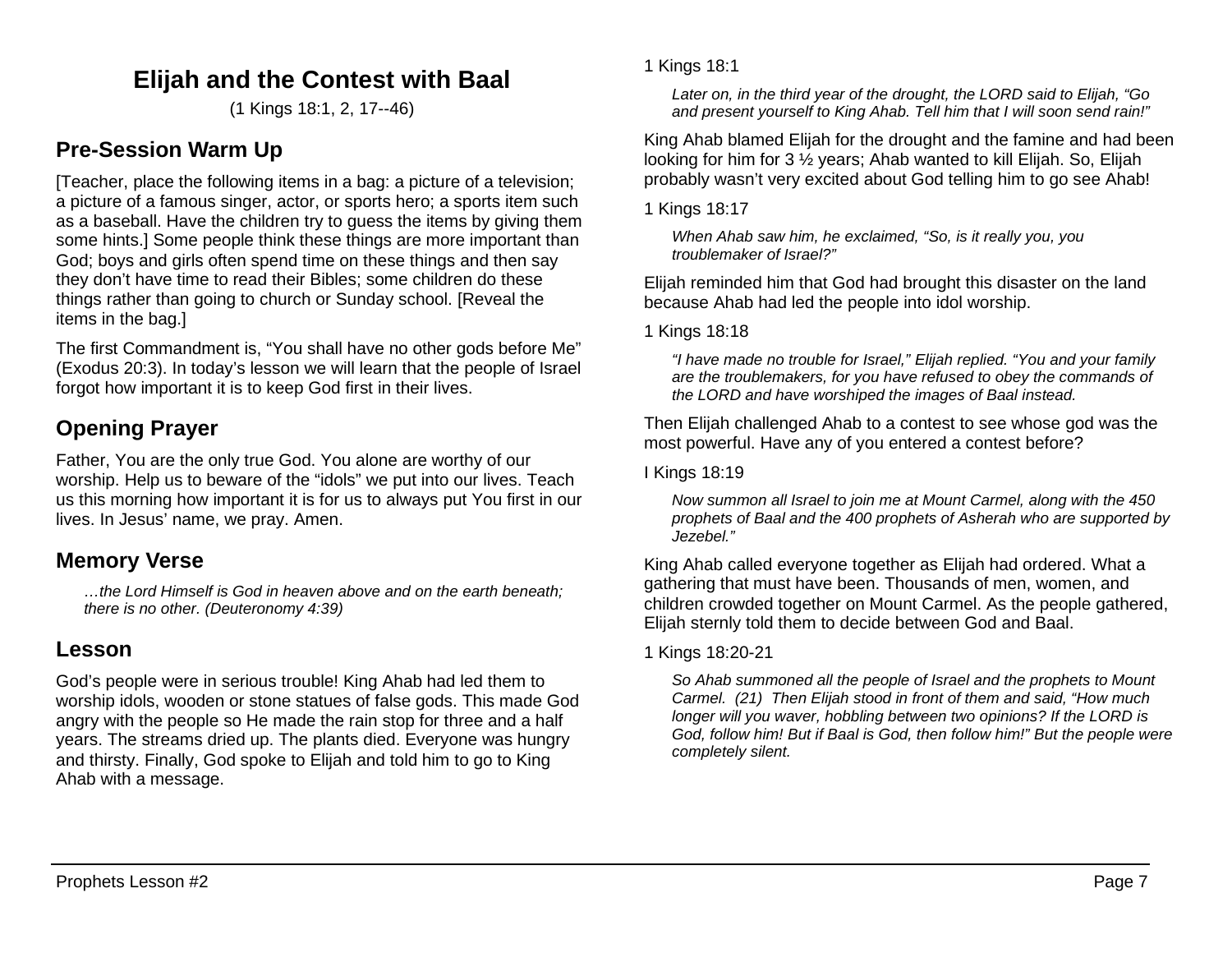# Elijah and the Contest with Baal

(1 Kings 18:1, 2, 17--46)

## Pre-Session Warm Up

[Teacher, place the following items in a bag: a picture of a television; a picture of a famous singer, actor, or sports hero; a sports item such as a baseball. Have the children try to guess the items by giving them some hints.] Some people think these things are more important than God; boys and girls often spend time on these things and then say they don't have time to read their Bibles; some children do these things rather than going to church or Sunday school. [Reveal the items in the bag.]

The first Commandment is, "You shall have no other gods before Me" (Exodus 20:3). In today's lesson we will learn that the people of Israel forgot how important it is to keep God first in their lives.

## Opening Prayer

Father, You are the only true God. You alone are worthy of our worship. Help us to beware of the "idols" we put into our lives. Teach us this morning how important it is for us to always put You first in our lives. In Jesus' name, we pray. Amen.

## Memory Verse

> *…the Lord Himself is God in heaven above and on the earth beneath; there is no other. (Deuteronomy 4:39)*

## Lesson

God's people were in serious trouble! King Ahab had led them to worship idols, wooden or stone statues of false gods. This made God angry with the people so He made the rain stop for three and a half years. The streams dried up. The plants died. Everyone was hungry and thirsty. Finally, God spoke to Elijah and told him to go to King Ahab with a message.

1 Kings 18:1

> *Later on, in the third year of the drought, the LORD said to Elijah, "Go and present yourself to King Ahab. Tell him that I will soon send rain!"*

King Ahab blamed Elijah for the drought and the famine and had been looking for him for 3 ½ years; Ahab wanted to kill Elijah. So, Elijah probably wasn't very excited about God telling him to go see Ahab!

1 Kings 18:17

> *When Ahab saw him, he exclaimed, "So, is it really you, you troublemaker of Israel?"*

Elijah reminded him that God had brought this disaster on the land because Ahab had led the people into idol worship.

1 Kings 18:18

> *"I have made no trouble for Israel," Elijah replied. "You and your family are the troublemakers, for you have refused to obey the commands of the LORD and have worshiped the images of Baal instead.*

Then Elijah challenged Ahab to a contest to see whose god was the most powerful. Have any of you entered a contest before?

I Kings 18:19

> *Now summon all Israel to join me at Mount Carmel, along with the 450 prophets of Baal and the 400 prophets of Asherah who are supported by Jezebel."*

King Ahab called everyone together as Elijah had ordered. What a gathering that must have been. Thousands of men, women, and children crowded together on Mount Carmel. As the people gathered, Elijah sternly told them to decide between God and Baal.

1 Kings 18:20-21

> *So Ahab summoned all the people of Israel and the prophets to Mount Carmel. (21) Then Elijah stood in front of them and said, "How much longer will you waver, hobbling between two opinions? If the LORD is God, follow him! But if Baal is God, then follow him!" But the people were completely silent.*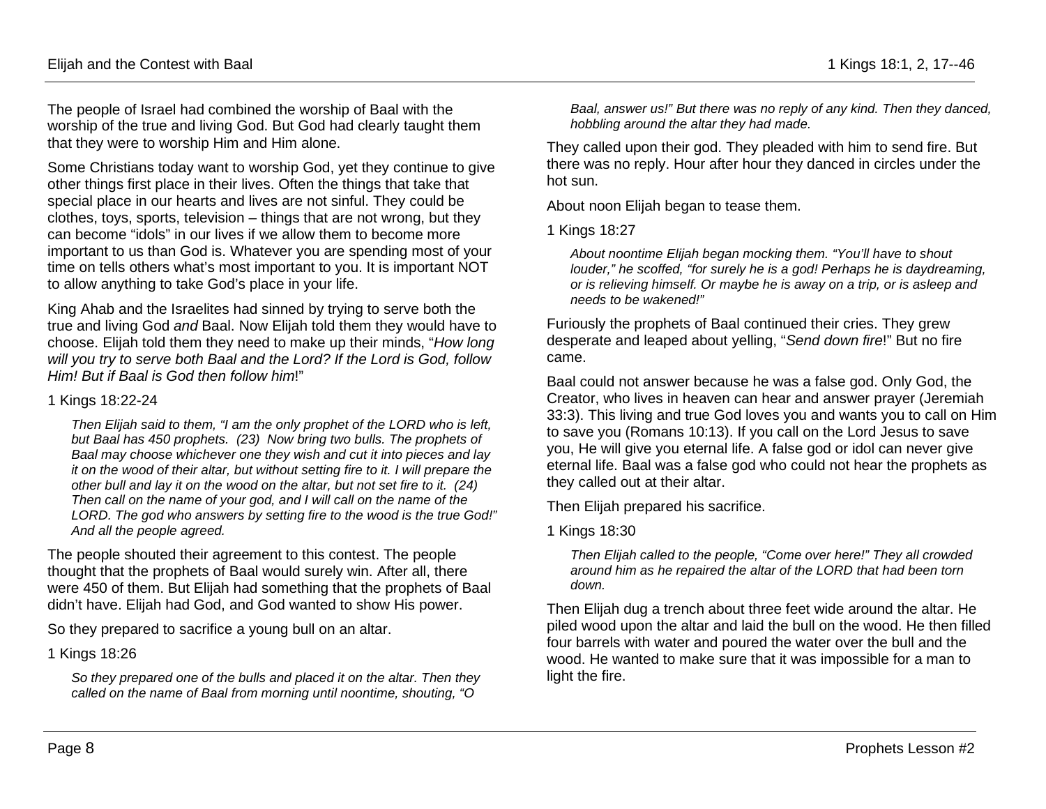The people of Israel had combined the worship of Baal with the worship of the true and living God. But God had clearly taught them that they were to worship Him and Him alone.

Some Christians today want to worship God, yet they continue to give other things first place in their lives. Often the things that take that special place in our hearts and lives are not sinful. They could be clothes, toys, sports, television – things that are not wrong, but they can become "idols" in our lives if we allow them to become more important to us than God is. Whatever you are spending most of your time on tells others what's most important to you. It is important NOT to allow anything to take God's place in your life.

King Ahab and the Israelites had sinned by trying to serve both the true and living God *and* Baal. Now Elijah told them they would have to choose. Elijah told them they need to make up their minds, "*How long will you try to serve both Baal and the Lord? If the Lord is God, follow Him! But if Baal is God then follow him*!"

1 Kings 18:22-24

> *Then Elijah said to them, "I am the only prophet of the LORD who is left, but Baal has 450 prophets. (23) Now bring two bulls. The prophets of Baal may choose whichever one they wish and cut it into pieces and lay it on the wood of their altar, but without setting fire to it. I will prepare the other bull and lay it on the wood on the altar, but not set fire to it. (24) Then call on the name of your god, and I will call on the name of the LORD. The god who answers by setting fire to the wood is the true God!" And all the people agreed.*

The people shouted their agreement to this contest. The people thought that the prophets of Baal would surely win. After all, there were 450 of them. But Elijah had something that the prophets of Baal didn't have. Elijah had God, and God wanted to show His power.

So they prepared to sacrifice a young bull on an altar.

1 Kings 18:26

> *So they prepared one of the bulls and placed it on the altar. Then they called on the name of Baal from morning until noontime, shouting, "O Baal, answer us!" But there was no reply of any kind. Then they danced, hobbling around the altar they had made.*

They called upon their god. They pleaded with him to send fire. But there was no reply. Hour after hour they danced in circles under the hot sun.

About noon Elijah began to tease them.

1 Kings 18:27

> *About noontime Elijah began mocking them. "You'll have to shout louder," he scoffed, "for surely he is a god! Perhaps he is daydreaming, or is relieving himself. Or maybe he is away on a trip, or is asleep and needs to be wakened!"*

Furiously the prophets of Baal continued their cries. They grew desperate and leaped about yelling, "*Send down fire*!" But no fire came.

Baal could not answer because he was a false god. Only God, the Creator, who lives in heaven can hear and answer prayer (Jeremiah 33:3). This living and true God loves you and wants you to call on Him to save you (Romans 10:13). If you call on the Lord Jesus to save you, He will give you eternal life. A false god or idol can never give eternal life. Baal was a false god who could not hear the prophets as they called out at their altar.

Then Elijah prepared his sacrifice.

1 Kings 18:30

> *Then Elijah called to the people, "Come over here!" They all crowded around him as he repaired the altar of the LORD that had been torn down.*

Then Elijah dug a trench about three feet wide around the altar. He piled wood upon the altar and laid the bull on the wood. He then filled four barrels with water and poured the water over the bull and the wood. He wanted to make sure that it was impossible for a man to light the fire.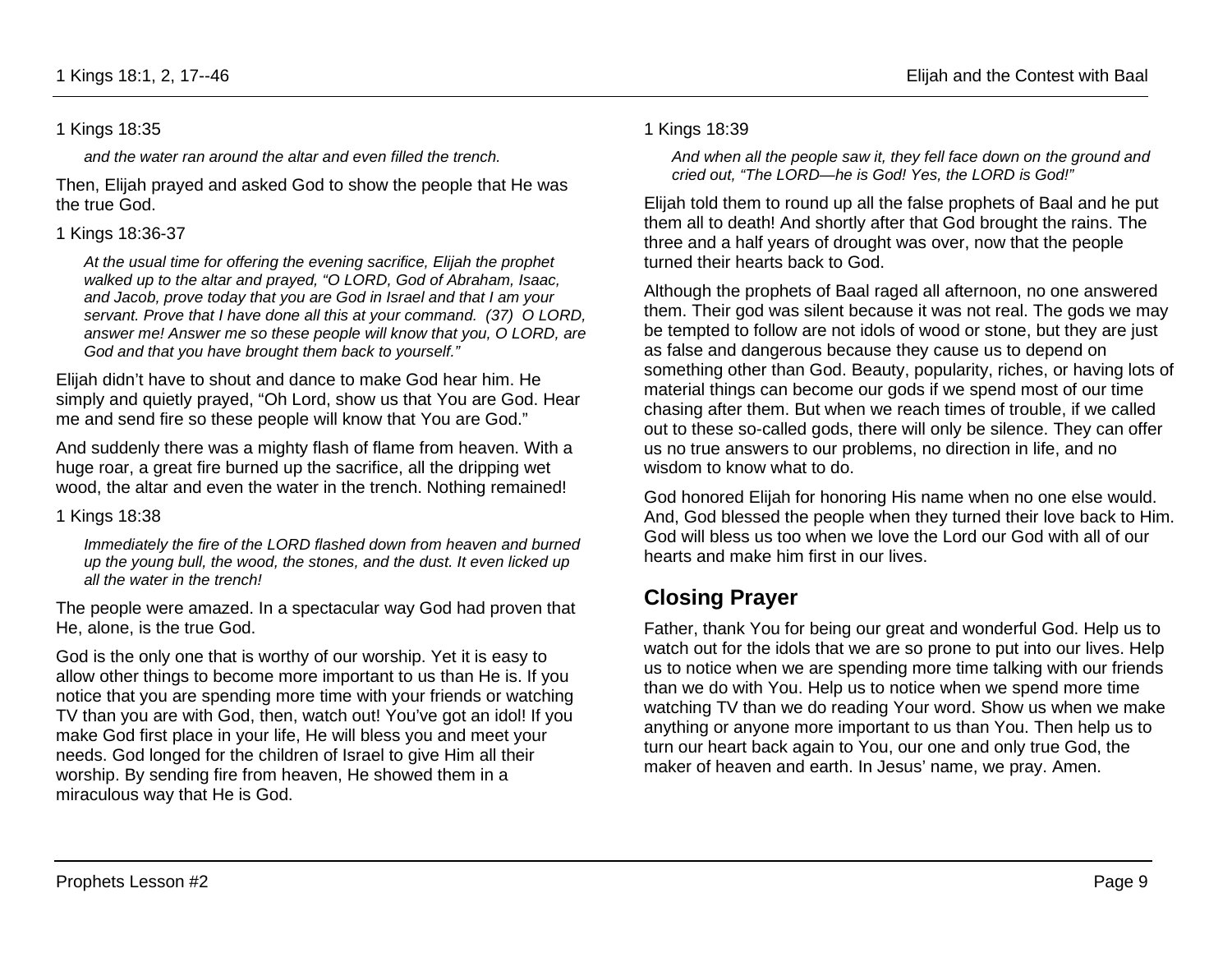1 Kings 18:35

> *and the water ran around the altar and even filled the trench.*

Then, Elijah prayed and asked God to show the people that He was the true God.

1 Kings 18:36-37

> *At the usual time for offering the evening sacrifice, Elijah the prophet walked up to the altar and prayed, "O LORD, God of Abraham, Isaac, and Jacob, prove today that you are God in Israel and that I am your servant. Prove that I have done all this at your command. (37) O LORD, answer me! Answer me so these people will know that you, O LORD, are God and that you have brought them back to yourself."*

Elijah didn't have to shout and dance to make God hear him. He simply and quietly prayed, "Oh Lord, show us that You are God. Hear me and send fire so these people will know that You are God."

And suddenly there was a mighty flash of flame from heaven. With a huge roar, a great fire burned up the sacrifice, all the dripping wet wood, the altar and even the water in the trench. Nothing remained!

1 Kings 18:38

> *Immediately the fire of the LORD flashed down from heaven and burned up the young bull, the wood, the stones, and the dust. It even licked up all the water in the trench!*

The people were amazed. In a spectacular way God had proven that He, alone, is the true God.

God is the only one that is worthy of our worship. Yet it is easy to allow other things to become more important to us than He is. If you notice that you are spending more time with your friends or watching TV than you are with God, then, watch out! You've got an idol! If you make God first place in your life, He will bless you and meet your needs. God longed for the children of Israel to give Him all their worship. By sending fire from heaven, He showed them in a miraculous way that He is God.

1 Kings 18:39

> *And when all the people saw it, they fell face down on the ground and cried out, "The LORD—he is God! Yes, the LORD is God!"*

Elijah told them to round up all the false prophets of Baal and he put them all to death! And shortly after that God brought the rains. The three and a half years of drought was over, now that the people turned their hearts back to God.

Although the prophets of Baal raged all afternoon, no one answered them. Their god was silent because it was not real. The gods we may be tempted to follow are not idols of wood or stone, but they are just as false and dangerous because they cause us to depend on something other than God. Beauty, popularity, riches, or having lots of material things can become our gods if we spend most of our time chasing after them. But when we reach times of trouble, if we called out to these so-called gods, there will only be silence. They can offer us no true answers to our problems, no direction in life, and no wisdom to know what to do.

God honored Elijah for honoring His name when no one else would. And, God blessed the people when they turned their love back to Him. God will bless us too when we love the Lord our God with all of our hearts and make him first in our lives.

## Closing Prayer

Father, thank You for being our great and wonderful God. Help us to watch out for the idols that we are so prone to put into our lives. Help us to notice when we are spending more time talking with our friends than we do with You. Help us to notice when we spend more time watching TV than we do reading Your word. Show us when we make anything or anyone more important to us than You. Then help us to turn our heart back again to You, our one and only true God, the maker of heaven and earth. In Jesus' name, we pray. Amen.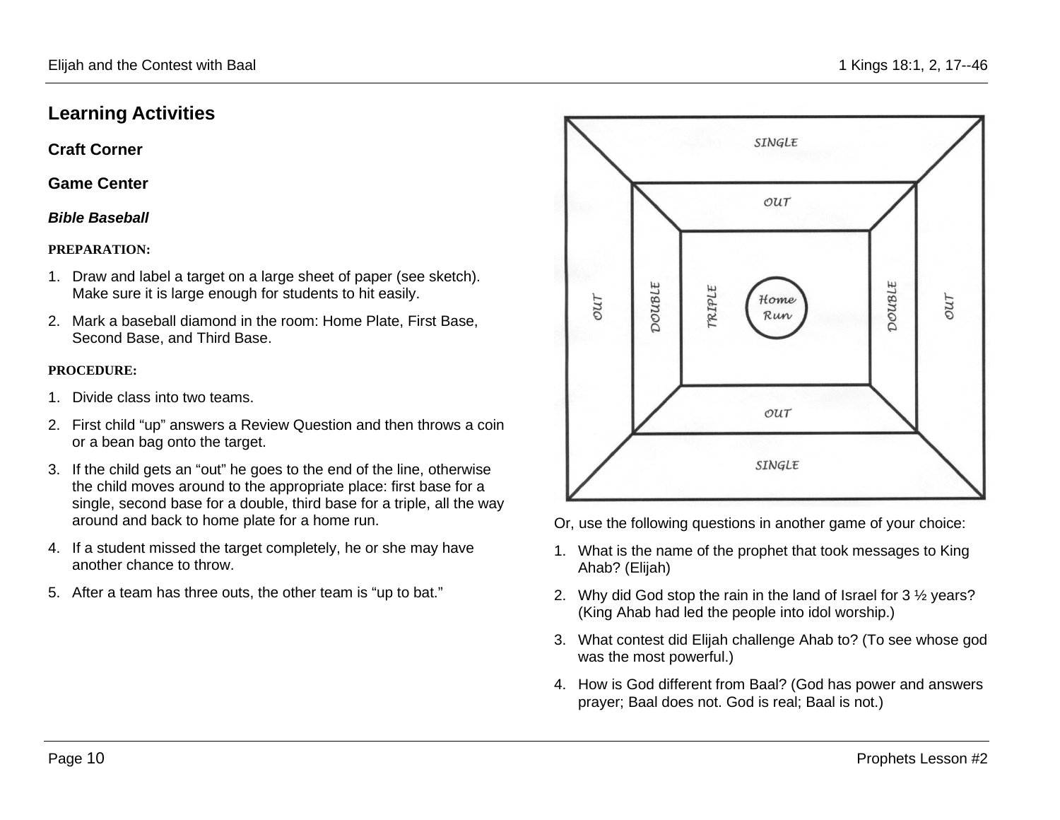## Learning Activities

### Craft Corner

### Game Center

#### *Bible Baseball*

**PREPARATION:**

1. Draw and label a target on a large sheet of paper (see sketch). Make sure it is large enough for students to hit easily.
2. Mark a baseball diamond in the room: Home Plate, First Base, Second Base, and Third Base.

**PROCEDURE:**

1. Divide class into two teams.
2. First child "up" answers a Review Question and then throws a coin or a bean bag onto the target.
3. If the child gets an "out" he goes to the end of the line, otherwise the child moves around to the appropriate place: first base for a single, second base for a double, third base for a triple, all the way around and back to home plate for a home run.
4. If a student missed the target completely, he or she may have another chance to throw.
5. After a team has three outs, the other team is "up to bat."

SINGLE

OUT

OUT DOUBLE TRIPLE Home Run DOUBLE OUT

OUT

SINGLE

Or, use the following questions in another game of your choice:

1. What is the name of the prophet that took messages to King Ahab? (Elijah)
2. Why did God stop the rain in the land of Israel for 3 ½ years? (King Ahab had led the people into idol worship.)
3. What contest did Elijah challenge Ahab to? (To see whose god was the most powerful.)
4. How is God different from Baal? (God has power and answers prayer; Baal does not. God is real; Baal is not.)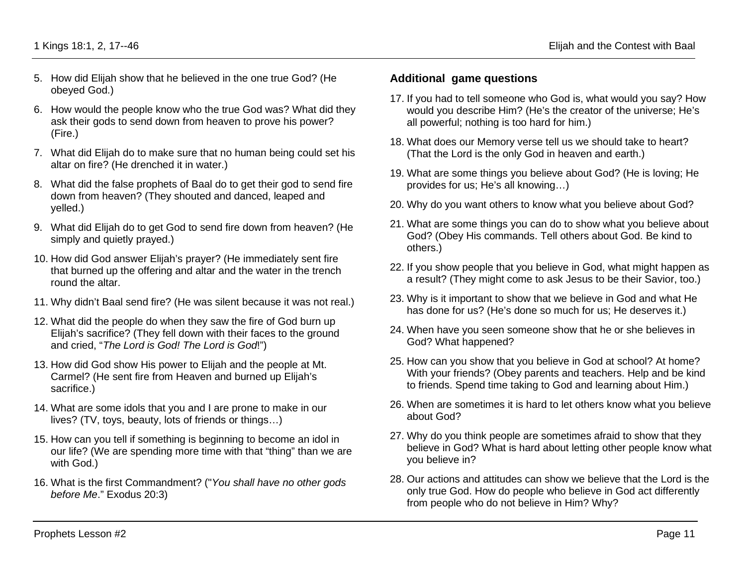5. How did Elijah show that he believed in the one true God? (He obeyed God.)
6. How would the people know who the true God was? What did they ask their gods to send down from heaven to prove his power? (Fire.)
7. What did Elijah do to make sure that no human being could set his altar on fire? (He drenched it in water.)
8. What did the false prophets of Baal do to get their god to send fire down from heaven? (They shouted and danced, leaped and yelled.)
9. What did Elijah do to get God to send fire down from heaven? (He simply and quietly prayed.)
10. How did God answer Elijah's prayer? (He immediately sent fire that burned up the offering and altar and the water in the trench round the altar.
11. Why didn't Baal send fire? (He was silent because it was not real.)
12. What did the people do when they saw the fire of God burn up Elijah's sacrifice? (They fell down with their faces to the ground and cried, "*The Lord is God! The Lord is God*!")
13. How did God show His power to Elijah and the people at Mt. Carmel? (He sent fire from Heaven and burned up Elijah's sacrifice.)
14. What are some idols that you and I are prone to make in our lives? (TV, toys, beauty, lots of friends or things…)
15. How can you tell if something is beginning to become an idol in our life? (We are spending more time with that "thing" than we are with God.)
16. What is the first Commandment? ("*You shall have no other gods before Me*." Exodus 20:3)

### Additional game questions

17. If you had to tell someone who God is, what would you say? How would you describe Him? (He's the creator of the universe; He's all powerful; nothing is too hard for him.)
18. What does our Memory verse tell us we should take to heart? (That the Lord is the only God in heaven and earth.)
19. What are some things you believe about God? (He is loving; He provides for us; He's all knowing…)
20. Why do you want others to know what you believe about God?
21. What are some things you can do to show what you believe about God? (Obey His commands. Tell others about God. Be kind to others.)
22. If you show people that you believe in God, what might happen as a result? (They might come to ask Jesus to be their Savior, too.)
23. Why is it important to show that we believe in God and what He has done for us? (He's done so much for us; He deserves it.)
24. When have you seen someone show that he or she believes in God? What happened?
25. How can you show that you believe in God at school? At home? With your friends? (Obey parents and teachers. Help and be kind to friends. Spend time taking to God and learning about Him.)
26. When are sometimes it is hard to let others know what you believe about God?
27. Why do you think people are sometimes afraid to show that they believe in God? What is hard about letting other people know what you believe in?
28. Our actions and attitudes can show we believe that the Lord is the only true God. How do people who believe in God act differently from people who do not believe in Him? Why?